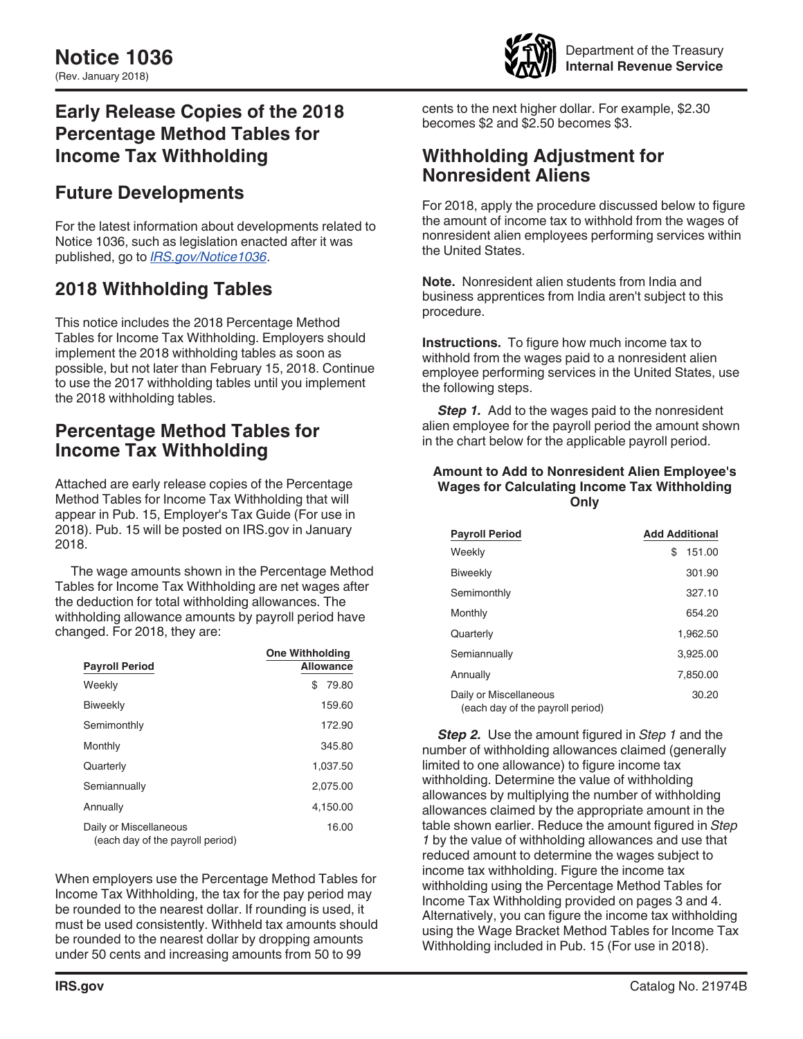# Notice 1036

(Rev. January 2018)

Department of the Treasury
**Internal Revenue Service**

## Early Release Copies of the 2018 Percentage Method Tables for Income Tax Withholding

## Future Developments

For the latest information about developments related to Notice 1036, such as legislation enacted after it was published, go to *IRS.gov/Notice1036*.

## 2018 Withholding Tables

This notice includes the 2018 Percentage Method Tables for Income Tax Withholding. Employers should implement the 2018 withholding tables as soon as possible, but not later than February 15, 2018. Continue to use the 2017 withholding tables until you implement the 2018 withholding tables.

## Percentage Method Tables for Income Tax Withholding

Attached are early release copies of the Percentage Method Tables for Income Tax Withholding that will appear in Pub. 15, Employer's Tax Guide (For use in 2018). Pub. 15 will be posted on IRS.gov in January 2018.

The wage amounts shown in the Percentage Method Tables for Income Tax Withholding are net wages after the deduction for total withholding allowances. The withholding allowance amounts by payroll period have changed. For 2018, they are:

| Payroll Period | One Withholding Allowance |
|---|---|
| Weekly | $ 79.80 |
| Biweekly | 159.60 |
| Semimonthly | 172.90 |
| Monthly | 345.80 |
| Quarterly | 1,037.50 |
| Semiannually | 2,075.00 |
| Annually | 4,150.00 |
| Daily or Miscellaneous (each day of the payroll period) | 16.00 |

When employers use the Percentage Method Tables for Income Tax Withholding, the tax for the pay period may be rounded to the nearest dollar. If rounding is used, it must be used consistently. Withheld tax amounts should be rounded to the nearest dollar by dropping amounts under 50 cents and increasing amounts from 50 to 99 cents to the next higher dollar. For example, $2.30 becomes $2 and $2.50 becomes $3.

## Withholding Adjustment for Nonresident Aliens

For 2018, apply the procedure discussed below to figure the amount of income tax to withhold from the wages of nonresident alien employees performing services within the United States.

**Note.** Nonresident alien students from India and business apprentices from India aren't subject to this procedure.

**Instructions.** To figure how much income tax to withhold from the wages paid to a nonresident alien employee performing services in the United States, use the following steps.

***Step 1.*** Add to the wages paid to the nonresident alien employee for the payroll period the amount shown in the chart below for the applicable payroll period.

**Amount to Add to Nonresident Alien Employee's Wages for Calculating Income Tax Withholding Only**

| Payroll Period | Add Additional |
|---|---|
| Weekly | $ 151.00 |
| Biweekly | 301.90 |
| Semimonthly | 327.10 |
| Monthly | 654.20 |
| Quarterly | 1,962.50 |
| Semiannually | 3,925.00 |
| Annually | 7,850.00 |
| Daily or Miscellaneous (each day of the payroll period) | 30.20 |

***Step 2.*** Use the amount figured in *Step 1* and the number of withholding allowances claimed (generally limited to one allowance) to figure income tax withholding. Determine the value of withholding allowances by multiplying the number of withholding allowances claimed by the appropriate amount in the table shown earlier. Reduce the amount figured in *Step 1* by the value of withholding allowances and use that reduced amount to determine the wages subject to income tax withholding. Figure the income tax withholding using the Percentage Method Tables for Income Tax Withholding provided on pages 3 and 4. Alternatively, you can figure the income tax withholding using the Wage Bracket Method Tables for Income Tax Withholding included in Pub. 15 (For use in 2018).

**IRS.gov** Catalog No. 21974B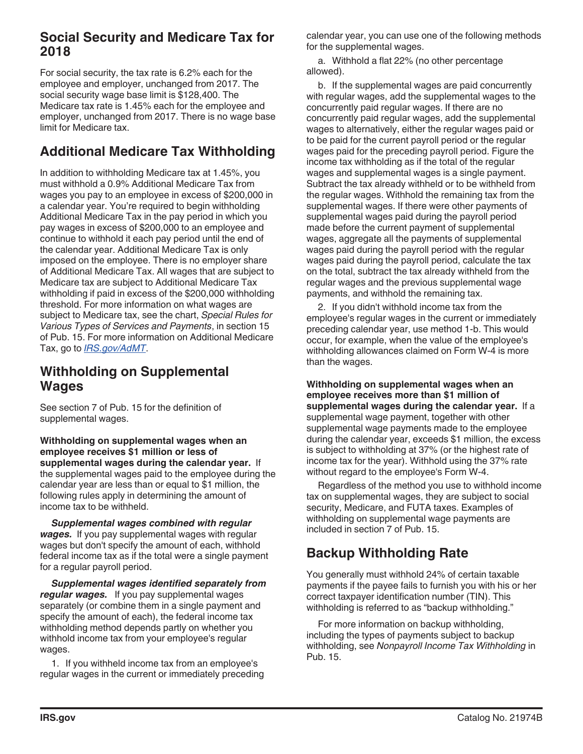## Social Security and Medicare Tax for 2018

For social security, the tax rate is 6.2% each for the employee and employer, unchanged from 2017. The social security wage base limit is $128,400. The Medicare tax rate is 1.45% each for the employee and employer, unchanged from 2017. There is no wage base limit for Medicare tax.

## Additional Medicare Tax Withholding

In addition to withholding Medicare tax at 1.45%, you must withhold a 0.9% Additional Medicare Tax from wages you pay to an employee in excess of $200,000 in a calendar year. You're required to begin withholding Additional Medicare Tax in the pay period in which you pay wages in excess of $200,000 to an employee and continue to withhold it each pay period until the end of the calendar year. Additional Medicare Tax is only imposed on the employee. There is no employer share of Additional Medicare Tax. All wages that are subject to Medicare tax are subject to Additional Medicare Tax withholding if paid in excess of the $200,000 withholding threshold. For more information on what wages are subject to Medicare tax, see the chart, *Special Rules for Various Types of Services and Payments*, in section 15 of Pub. 15. For more information on Additional Medicare Tax, go to *IRS.gov/AdMT*.

## Withholding on Supplemental Wages

See section 7 of Pub. 15 for the definition of supplemental wages.

**Withholding on supplemental wages when an employee receives $1 million or less of supplemental wages during the calendar year.** If the supplemental wages paid to the employee during the calendar year are less than or equal to $1 million, the following rules apply in determining the amount of income tax to be withheld.

***Supplemental wages combined with regular wages.*** If you pay supplemental wages with regular wages but don't specify the amount of each, withhold federal income tax as if the total were a single payment for a regular payroll period.

***Supplemental wages identified separately from regular wages.*** If you pay supplemental wages separately (or combine them in a single payment and specify the amount of each), the federal income tax withholding method depends partly on whether you withhold income tax from your employee's regular wages.

1. If you withheld income tax from an employee's regular wages in the current or immediately preceding calendar year, you can use one of the following methods for the supplemental wages.

a. Withhold a flat 22% (no other percentage allowed).

b. If the supplemental wages are paid concurrently with regular wages, add the supplemental wages to the concurrently paid regular wages. If there are no concurrently paid regular wages, add the supplemental wages to alternatively, either the regular wages paid or to be paid for the current payroll period or the regular wages paid for the preceding payroll period. Figure the income tax withholding as if the total of the regular wages and supplemental wages is a single payment. Subtract the tax already withheld or to be withheld from the regular wages. Withhold the remaining tax from the supplemental wages. If there were other payments of supplemental wages paid during the payroll period made before the current payment of supplemental wages, aggregate all the payments of supplemental wages paid during the payroll period with the regular wages paid during the payroll period, calculate the tax on the total, subtract the tax already withheld from the regular wages and the previous supplemental wage payments, and withhold the remaining tax.

2. If you didn't withhold income tax from the employee's regular wages in the current or immediately preceding calendar year, use method 1-b. This would occur, for example, when the value of the employee's withholding allowances claimed on Form W-4 is more than the wages.

**Withholding on supplemental wages when an employee receives more than $1 million of supplemental wages during the calendar year.** If a supplemental wage payment, together with other supplemental wage payments made to the employee during the calendar year, exceeds $1 million, the excess is subject to withholding at 37% (or the highest rate of income tax for the year). Withhold using the 37% rate without regard to the employee's Form W-4.

Regardless of the method you use to withhold income tax on supplemental wages, they are subject to social security, Medicare, and FUTA taxes. Examples of withholding on supplemental wage payments are included in section 7 of Pub. 15.

## Backup Withholding Rate

You generally must withhold 24% of certain taxable payments if the payee fails to furnish you with his or her correct taxpayer identification number (TIN). This withholding is referred to as "backup withholding."

For more information on backup withholding, including the types of payments subject to backup withholding, see *Nonpayroll Income Tax Withholding* in Pub. 15.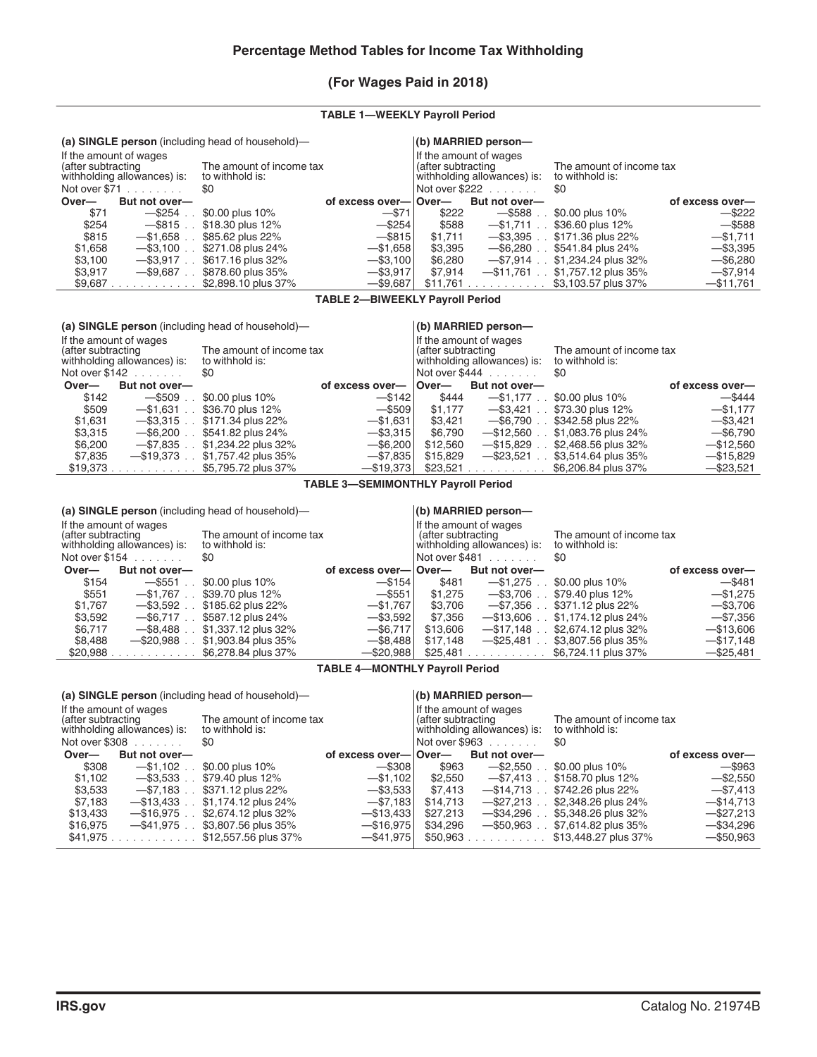# Percentage Method Tables for Income Tax Withholding

## (For Wages Paid in 2018)

### TABLE 1—WEEKLY Payroll Period

**(a) SINGLE person** (including head of household)—

If the amount of wages (after subtracting withholding allowances) is: Not over $71 ....... The amount of income tax to withhold is: $0

| Over— | But not over— | | of excess over— |
|---|---|---|---|
| $71 | —$254 | $0.00 plus 10% | —$71 |
| $254 | —$815 | $18.30 plus 12% | —$254 |
| $815 | —$1,658 | $85.62 plus 22% | —$815 |
| $1,658 | —$3,100 | $271.08 plus 24% | —$1,658 |
| $3,100 | —$3,917 | $617.16 plus 32% | —$3,100 |
| $3,917 | —$9,687 | $878.60 plus 35% | —$3,917 |
| $9,687 | | $2,898.10 plus 37% | —$9,687 |

**(b) MARRIED person—**

If the amount of wages (after subtracting withholding allowances) is: Not over $222 ....... The amount of income tax to withhold is: $0

| Over— | But not over— | | of excess over— |
|---|---|---|---|
| $222 | —$588 | $0.00 plus 10% | —$222 |
| $588 | —$1,711 | $36.60 plus 12% | —$588 |
| $1,711 | —$3,395 | $171.36 plus 22% | —$1,711 |
| $3,395 | —$6,280 | $541.84 plus 24% | —$3,395 |
| $6,280 | —$7,914 | $1,234.24 plus 32% | —$6,280 |
| $7,914 | —$11,761 | $1,757.12 plus 35% | —$7,914 |
| $11,761 | | $3,103.57 plus 37% | —$11,761 |

### TABLE 2—BIWEEKLY Payroll Period

**(a) SINGLE person** (including head of household)—

If the amount of wages (after subtracting withholding allowances) is: Not over $142 ....... The amount of income tax to withhold is: $0

| Over— | But not over— | | of excess over— |
|---|---|---|---|
| $142 | —$509 | $0.00 plus 10% | —$142 |
| $509 | —$1,631 | $36.70 plus 12% | —$509 |
| $1,631 | —$3,315 | $171.34 plus 22% | —$1,631 |
| $3,315 | —$6,200 | $541.82 plus 24% | —$3,315 |
| $6,200 | —$7,835 | $1,234.22 plus 32% | —$6,200 |
| $7,835 | —$19,373 | $1,757.42 plus 35% | —$7,835 |
| $19,373 | | $5,795.72 plus 37% | —$19,373 |

**(b) MARRIED person—**

If the amount of wages (after subtracting withholding allowances) is: Not over $444 ....... The amount of income tax to withhold is: $0

| Over— | But not over— | | of excess over— |
|---|---|---|---|
| $444 | —$1,177 | $0.00 plus 10% | —$444 |
| $1,177 | —$3,421 | $73.30 plus 12% | —$1,177 |
| $3,421 | —$6,790 | $342.58 plus 22% | —$3,421 |
| $6,790 | —$12,560 | $1,083.76 plus 24% | —$6,790 |
| $12,560 | —$15,829 | $2,468.56 plus 32% | —$12,560 |
| $15,829 | —$23,521 | $3,514.64 plus 35% | —$15,829 |
| $23,521 | | $6,206.84 plus 37% | —$23,521 |

### TABLE 3—SEMIMONTHLY Payroll Period

**(a) SINGLE person** (including head of household)—

If the amount of wages (after subtracting withholding allowances) is: Not over $154 ....... The amount of income tax to withhold is: $0

| Over— | But not over— | | of excess over— |
|---|---|---|---|
| $154 | —$551 | $0.00 plus 10% | —$154 |
| $551 | —$1,767 | $39.70 plus 12% | —$551 |
| $1,767 | —$3,592 | $185.62 plus 22% | —$1,767 |
| $3,592 | —$6,717 | $587.12 plus 24% | —$3,592 |
| $6,717 | —$8,488 | $1,337.12 plus 32% | —$6,717 |
| $8,488 | —$20,988 | $1,903.84 plus 35% | —$8,488 |
| $20,988 | | $6,278.84 plus 37% | —$20,988 |

**(b) MARRIED person—**

If the amount of wages (after subtracting withholding allowances) is: Not over $481 ....... The amount of income tax to withhold is: $0

| Over— | But not over— | | of excess over— |
|---|---|---|---|
| $481 | —$1,275 | $0.00 plus 10% | —$481 |
| $1,275 | —$3,706 | $79.40 plus 12% | —$1,275 |
| $3,706 | —$7,356 | $371.12 plus 22% | —$3,706 |
| $7,356 | —$13,606 | $1,174.12 plus 24% | —$7,356 |
| $13,606 | —$17,148 | $2,674.12 plus 32% | —$13,606 |
| $17,148 | —$25,481 | $3,807.56 plus 35% | —$17,148 |
| $25,481 | | $6,724.11 plus 37% | —$25,481 |

### TABLE 4—MONTHLY Payroll Period

**(a) SINGLE person** (including head of household)—

If the amount of wages (after subtracting withholding allowances) is: Not over $308 ....... The amount of income tax to withhold is: $0

| Over— | But not over— | | of excess over— |
|---|---|---|---|
| $308 | —$1,102 | $0.00 plus 10% | —$308 |
| $1,102 | —$3,533 | $79.40 plus 12% | —$1,102 |
| $3,533 | —$7,183 | $371.12 plus 22% | —$3,533 |
| $7,183 | —$13,433 | $1,174.12 plus 24% | —$7,183 |
| $13,433 | —$16,975 | $2,674.12 plus 32% | —$13,433 |
| $16,975 | —$41,975 | $3,807.56 plus 35% | —$16,975 |
| $41,975 | | $12,557.56 plus 37% | —$41,975 |

**(b) MARRIED person—**

If the amount of wages (after subtracting withholding allowances) is: Not over $963 ....... The amount of income tax to withhold is: $0

| Over— | But not over— | | of excess over— |
|---|---|---|---|
| $963 | —$2,550 | $0.00 plus 10% | —$963 |
| $2,550 | —$7,413 | $158.70 plus 12% | —$2,550 |
| $7,413 | —$14,713 | $742.26 plus 22% | —$7,413 |
| $14,713 | —$27,213 | $2,348.26 plus 24% | —$14,713 |
| $27,213 | —$34,296 | $5,348.26 plus 32% | —$27,213 |
| $34,296 | —$50,963 | $7,614.82 plus 35% | —$34,296 |
| $50,963 | | $13,448.27 plus 37% | —$50,963 |

IRS.gov

Catalog No. 21974B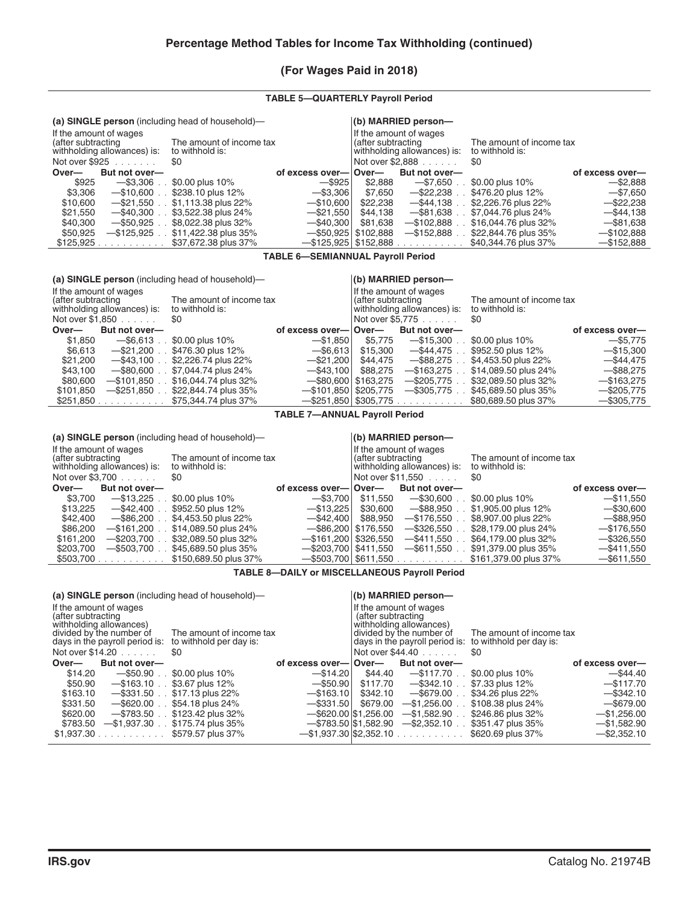## Percentage Method Tables for Income Tax Withholding (continued)

### (For Wages Paid in 2018)

#### TABLE 5—QUARTERLY Payroll Period

**(a) SINGLE person** (including head of household)—

If the amount of wages (after subtracting withholding allowances) is: Not over $925 ....... The amount of income tax to withhold is: $0

| Over— | But not over— | | of excess over— |
|---|---|---|---|
| $925 | —$3,306 | $0.00 plus 10% | —$925 |
| $3,306 | —$10,600 | $238.10 plus 12% | —$3,306 |
| $10,600 | —$21,550 | $1,113.38 plus 22% | —$10,600 |
| $21,550 | —$40,300 | $3,522.38 plus 24% | —$21,550 |
| $40,300 | —$50,925 | $8,022.38 plus 32% | —$40,300 |
| $50,925 | —$125,925 | $11,422.38 plus 35% | —$50,925 |
| $125,925 | | $37,672.38 plus 37% | —$125,925 |

**(b) MARRIED person—**

If the amount of wages (after subtracting withholding allowances) is: Not over $2,888 ....... The amount of income tax to withhold is: $0

| Over— | But not over— | | of excess over— |
|---|---|---|---|
| $2,888 | —$7,650 | $0.00 plus 10% | —$2,888 |
| $7,650 | —$22,238 | $476.20 plus 12% | —$7,650 |
| $22,238 | —$44,138 | $2,226.76 plus 22% | —$22,238 |
| $44,138 | —$81,638 | $7,044.76 plus 24% | —$44,138 |
| $81,638 | —$102,888 | $16,044.76 plus 32% | —$81,638 |
| $102,888 | —$152,888 | $22,844.76 plus 35% | —$102,888 |
| $152,888 | | $40,344.76 plus 37% | —$152,888 |

#### TABLE 6—SEMIANNUAL Payroll Period

**(a) SINGLE person** (including head of household)—

If the amount of wages (after subtracting withholding allowances) is: Not over $1,850 ....... The amount of income tax to withhold is: $0

| Over— | But not over— | | of excess over— |
|---|---|---|---|
| $1,850 | —$6,613 | $0.00 plus 10% | —$1,850 |
| $6,613 | —$21,200 | $476.30 plus 12% | —$6,613 |
| $21,200 | —$43,100 | $2,226.74 plus 22% | —$21,200 |
| $43,100 | —$80,600 | $7,044.74 plus 24% | —$43,100 |
| $80,600 | —$101,850 | $16,044.74 plus 32% | —$80,600 |
| $101,850 | —$251,850 | $22,844.74 plus 35% | —$101,850 |
| $251,850 | | $75,344.74 plus 37% | —$251,850 |

**(b) MARRIED person—**

If the amount of wages (after subtracting withholding allowances) is: Not over $5,775 ....... The amount of income tax to withhold is: $0

| Over— | But not over— | | of excess over— |
|---|---|---|---|
| $5,775 | —$15,300 | $0.00 plus 10% | —$5,775 |
| $15,300 | —$44,475 | $952.50 plus 12% | —$15,300 |
| $44,475 | —$88,275 | $4,453.50 plus 22% | —$44,475 |
| $88,275 | —$163,275 | $14,089.50 plus 24% | —$88,275 |
| $163,275 | —$205,775 | $32,089.50 plus 32% | —$163,275 |
| $205,775 | —$305,775 | $45,689.50 plus 35% | —$205,775 |
| $305,775 | | $80,689.50 plus 37% | —$305,775 |

#### TABLE 7—ANNUAL Payroll Period

**(a) SINGLE person** (including head of household)—

If the amount of wages (after subtracting withholding allowances) is: Not over $3,700 ....... The amount of income tax to withhold is: $0

| Over— | But not over— | | of excess over— |
|---|---|---|---|
| $3,700 | —$13,225 | $0.00 plus 10% | —$3,700 |
| $13,225 | —$42,400 | $952.50 plus 12% | —$13,225 |
| $42,400 | —$86,200 | $4,453.50 plus 22% | —$42,400 |
| $86,200 | —$161,200 | $14,089.50 plus 24% | —$86,200 |
| $161,200 | —$203,700 | $32,089.50 plus 32% | —$161,200 |
| $203,700 | —$503,700 | $45,689.50 plus 35% | —$203,700 |
| $503,700 | | $150,689.50 plus 37% | —$503,700 |

**(b) MARRIED person—**

If the amount of wages (after subtracting withholding allowances) is: Not over $11,550 ....... The amount of income tax to withhold is: $0

| Over— | But not over— | | of excess over— |
|---|---|---|---|
| $11,550 | —$30,600 | $0.00 plus 10% | —$11,550 |
| $30,600 | —$88,950 | $1,905.00 plus 12% | —$30,600 |
| $88,950 | —$176,550 | $8,907.00 plus 22% | —$88,950 |
| $176,550 | —$326,550 | $28,179.00 plus 24% | —$176,550 |
| $326,550 | —$411,550 | $64,179.00 plus 32% | —$326,550 |
| $411,550 | —$611,550 | $91,379.00 plus 35% | —$411,550 |
| $611,550 | | $161,379.00 plus 37% | —$611,550 |

#### TABLE 8—DAILY or MISCELLANEOUS Payroll Period

**(a) SINGLE person** (including head of household)—

If the amount of wages (after subtracting withholding allowances) divided by the number of days in the payroll period is: Not over $14.20 ....... The amount of income tax to withhold per day is: $0

| Over— | But not over— | | of excess over— |
|---|---|---|---|
| $14.20 | —$50.90 | $0.00 plus 10% | —$14.20 |
| $50.90 | —$163.10 | $3.67 plus 12% | —$50.90 |
| $163.10 | —$331.50 | $17.13 plus 22% | —$163.10 |
| $331.50 | —$620.00 | $54.18 plus 24% | —$331.50 |
| $620.00 | —$783.50 | $123.42 plus 32% | —$620.00 |
| $783.50 | —$1,937.30 | $175.74 plus 35% | —$783.50 |
| $1,937.30 | | $579.57 plus 37% | —$1,937.30 |

**(b) MARRIED person—**

If the amount of wages (after subtracting withholding allowances) divided by the number of days in the payroll period is: Not over $44.40 ....... The amount of income tax to withhold per day is: $0

| Over— | But not over— | | of excess over— |
|---|---|---|---|
| $44.40 | —$117.70 | $0.00 plus 10% | —$44.40 |
| $117.70 | —$342.10 | $7.33 plus 12% | —$117.70 |
| $342.10 | —$679.00 | $34.26 plus 22% | —$342.10 |
| $679.00 | —$1,256.00 | $108.38 plus 24% | —$679.00 |
| $1,256.00 | —$1,582.90 | $246.86 plus 32% | —$1,256.00 |
| $1,582.90 | —$2,352.10 | $351.47 plus 35% | —$1,582.90 |
| $2,352.10 | | $620.69 plus 37% | —$2,352.10 |

IRS.gov

Catalog No. 21974B